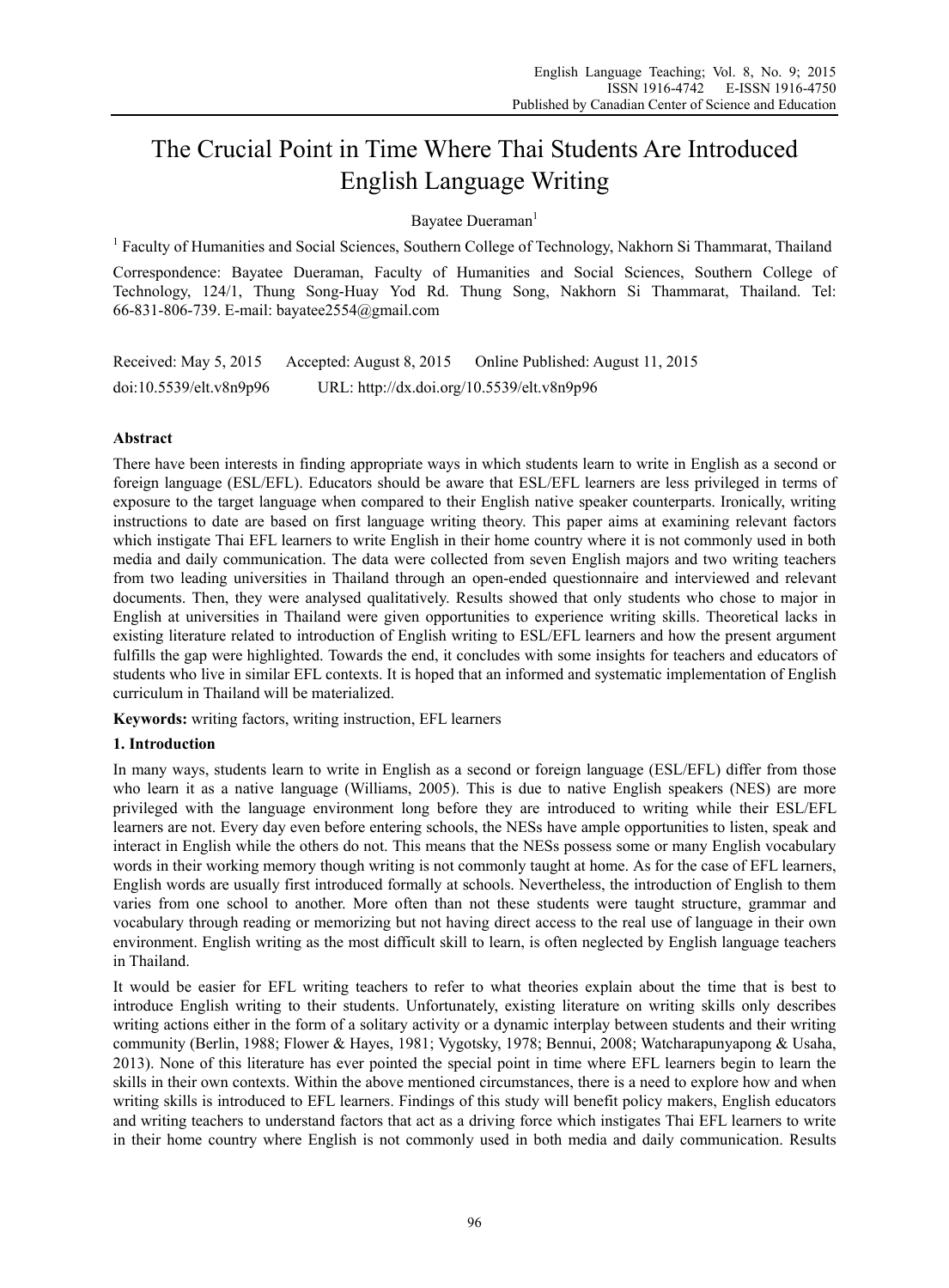# The Crucial Point in Time Where Thai Students Are Introduced English Language Writing

Bayatee Dueraman[1]

[1] Faculty of Humanities and Social Sciences, Southern College of Technology, Nakhorn Si Thammarat, Thailand

Correspondence: Bayatee Dueraman, Faculty of Humanities and Social Sciences, Southern College of Technology, 124/1, Thung Song-Huay Yod Rd. Thung Song, Nakhorn Si Thammarat, Thailand. Tel: 66-831-806-739. E-mail: bayatee2554@gmail.com

Received: May 5, 2015 Accepted: August 8, 2015 Online Published: August 11, 2015

doi:10.5539/elt.v8n9p96 URL: http://dx.doi.org/10.5539/elt.v8n9p96

## Abstract

There have been interests in finding appropriate ways in which students learn to write in English as a second or foreign language (ESL/EFL). Educators should be aware that ESL/EFL learners are less privileged in terms of exposure to the target language when compared to their English native speaker counterparts. Ironically, writing instructions to date are based on first language writing theory. This paper aims at examining relevant factors which instigate Thai EFL learners to write English in their home country where it is not commonly used in both media and daily communication. The data were collected from seven English majors and two writing teachers from two leading universities in Thailand through an open-ended questionnaire and interviewed and relevant documents. Then, they were analysed qualitatively. Results showed that only students who chose to major in English at universities in Thailand were given opportunities to experience writing skills. Theoretical lacks in existing literature related to introduction of English writing to ESL/EFL learners and how the present argument fulfills the gap were highlighted. Towards the end, it concludes with some insights for teachers and educators of students who live in similar EFL contexts. It is hoped that an informed and systematic implementation of English curriculum in Thailand will be materialized.

**Keywords:** writing factors, writing instruction, EFL learners

## 1. Introduction

In many ways, students learn to write in English as a second or foreign language (ESL/EFL) differ from those who learn it as a native language (Williams, 2005). This is due to native English speakers (NES) are more privileged with the language environment long before they are introduced to writing while their ESL/EFL learners are not. Every day even before entering schools, the NESs have ample opportunities to listen, speak and interact in English while the others do not. This means that the NESs possess some or many English vocabulary words in their working memory though writing is not commonly taught at home. As for the case of EFL learners, English words are usually first introduced formally at schools. Nevertheless, the introduction of English to them varies from one school to another. More often than not these students were taught structure, grammar and vocabulary through reading or memorizing but not having direct access to the real use of language in their own environment. English writing as the most difficult skill to learn, is often neglected by English language teachers in Thailand.

It would be easier for EFL writing teachers to refer to what theories explain about the time that is best to introduce English writing to their students. Unfortunately, existing literature on writing skills only describes writing actions either in the form of a solitary activity or a dynamic interplay between students and their writing community (Berlin, 1988; Flower & Hayes, 1981; Vygotsky, 1978; Bennui, 2008; Watcharapunyapong & Usaha, 2013). None of this literature has ever pointed the special point in time where EFL learners begin to learn the skills in their own contexts. Within the above mentioned circumstances, there is a need to explore how and when writing skills is introduced to EFL learners. Findings of this study will benefit policy makers, English educators and writing teachers to understand factors that act as a driving force which instigates Thai EFL learners to write in their home country where English is not commonly used in both media and daily communication. Results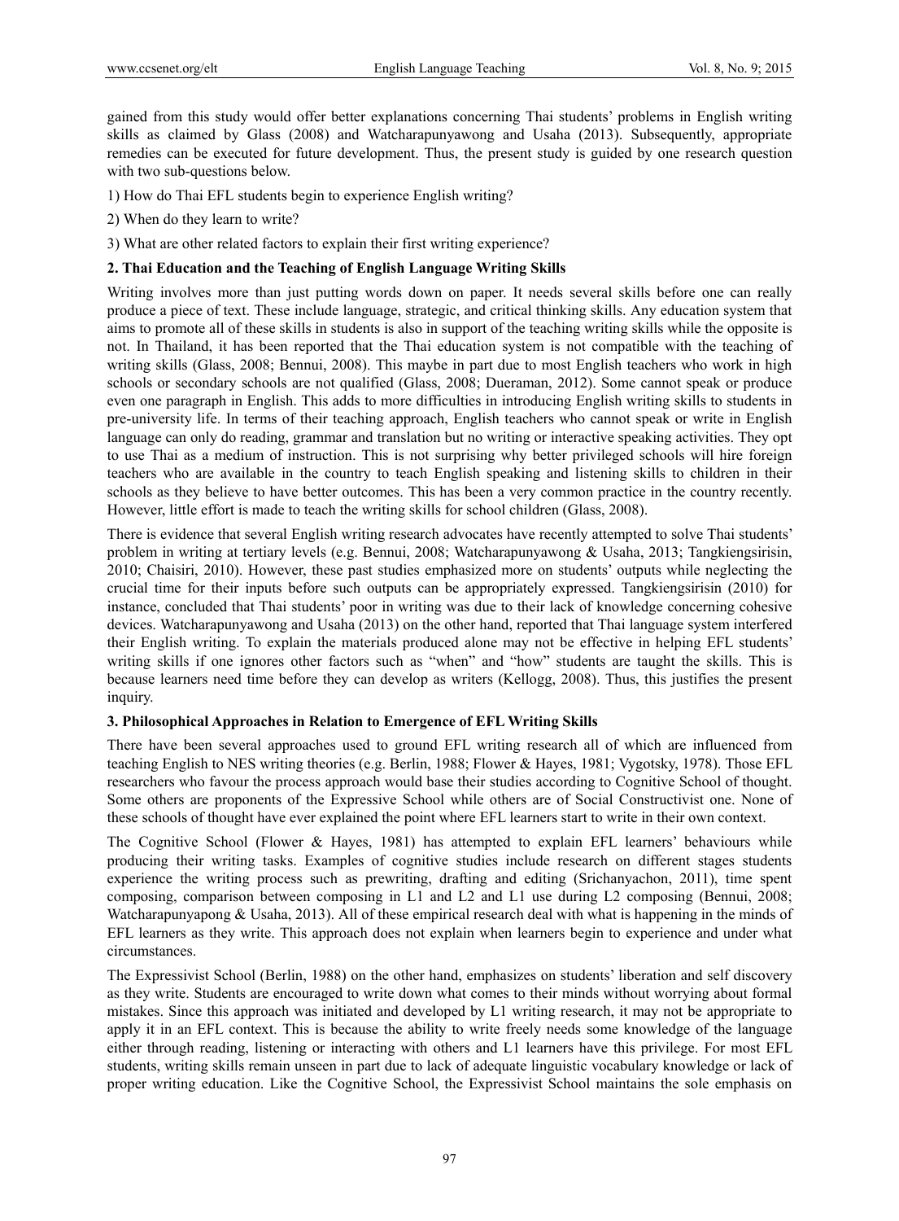gained from this study would offer better explanations concerning Thai students' problems in English writing skills as claimed by Glass (2008) and Watcharapunyawong and Usaha (2013). Subsequently, appropriate remedies can be executed for future development. Thus, the present study is guided by one research question with two sub-questions below.

1) How do Thai EFL students begin to experience English writing?

2) When do they learn to write?

3) What are other related factors to explain their first writing experience?

## 2. Thai Education and the Teaching of English Language Writing Skills

Writing involves more than just putting words down on paper. It needs several skills before one can really produce a piece of text. These include language, strategic, and critical thinking skills. Any education system that aims to promote all of these skills in students is also in support of the teaching writing skills while the opposite is not. In Thailand, it has been reported that the Thai education system is not compatible with the teaching of writing skills (Glass, 2008; Bennui, 2008). This maybe in part due to most English teachers who work in high schools or secondary schools are not qualified (Glass, 2008; Dueraman, 2012). Some cannot speak or produce even one paragraph in English. This adds to more difficulties in introducing English writing skills to students in pre-university life. In terms of their teaching approach, English teachers who cannot speak or write in English language can only do reading, grammar and translation but no writing or interactive speaking activities. They opt to use Thai as a medium of instruction. This is not surprising why better privileged schools will hire foreign teachers who are available in the country to teach English speaking and listening skills to children in their schools as they believe to have better outcomes. This has been a very common practice in the country recently. However, little effort is made to teach the writing skills for school children (Glass, 2008).

There is evidence that several English writing research advocates have recently attempted to solve Thai students' problem in writing at tertiary levels (e.g. Bennui, 2008; Watcharapunyawong & Usaha, 2013; Tangkiengsirisin, 2010; Chaisiri, 2010). However, these past studies emphasized more on students' outputs while neglecting the crucial time for their inputs before such outputs can be appropriately expressed. Tangkiengsirisin (2010) for instance, concluded that Thai students' poor in writing was due to their lack of knowledge concerning cohesive devices. Watcharapunyawong and Usaha (2013) on the other hand, reported that Thai language system interfered their English writing. To explain the materials produced alone may not be effective in helping EFL students' writing skills if one ignores other factors such as "when" and "how" students are taught the skills. This is because learners need time before they can develop as writers (Kellogg, 2008). Thus, this justifies the present inquiry.

## 3. Philosophical Approaches in Relation to Emergence of EFL Writing Skills

There have been several approaches used to ground EFL writing research all of which are influenced from teaching English to NES writing theories (e.g. Berlin, 1988; Flower & Hayes, 1981; Vygotsky, 1978). Those EFL researchers who favour the process approach would base their studies according to Cognitive School of thought. Some others are proponents of the Expressive School while others are of Social Constructivist one. None of these schools of thought have ever explained the point where EFL learners start to write in their own context.

The Cognitive School (Flower & Hayes, 1981) has attempted to explain EFL learners' behaviours while producing their writing tasks. Examples of cognitive studies include research on different stages students experience the writing process such as prewriting, drafting and editing (Srichanyachon, 2011), time spent composing, comparison between composing in L1 and L2 and L1 use during L2 composing (Bennui, 2008; Watcharapunyapong & Usaha, 2013). All of these empirical research deal with what is happening in the minds of EFL learners as they write. This approach does not explain when learners begin to experience and under what circumstances.

The Expressivist School (Berlin, 1988) on the other hand, emphasizes on students' liberation and self discovery as they write. Students are encouraged to write down what comes to their minds without worrying about formal mistakes. Since this approach was initiated and developed by L1 writing research, it may not be appropriate to apply it in an EFL context. This is because the ability to write freely needs some knowledge of the language either through reading, listening or interacting with others and L1 learners have this privilege. For most EFL students, writing skills remain unseen in part due to lack of adequate linguistic vocabulary knowledge or lack of proper writing education. Like the Cognitive School, the Expressivist School maintains the sole emphasis on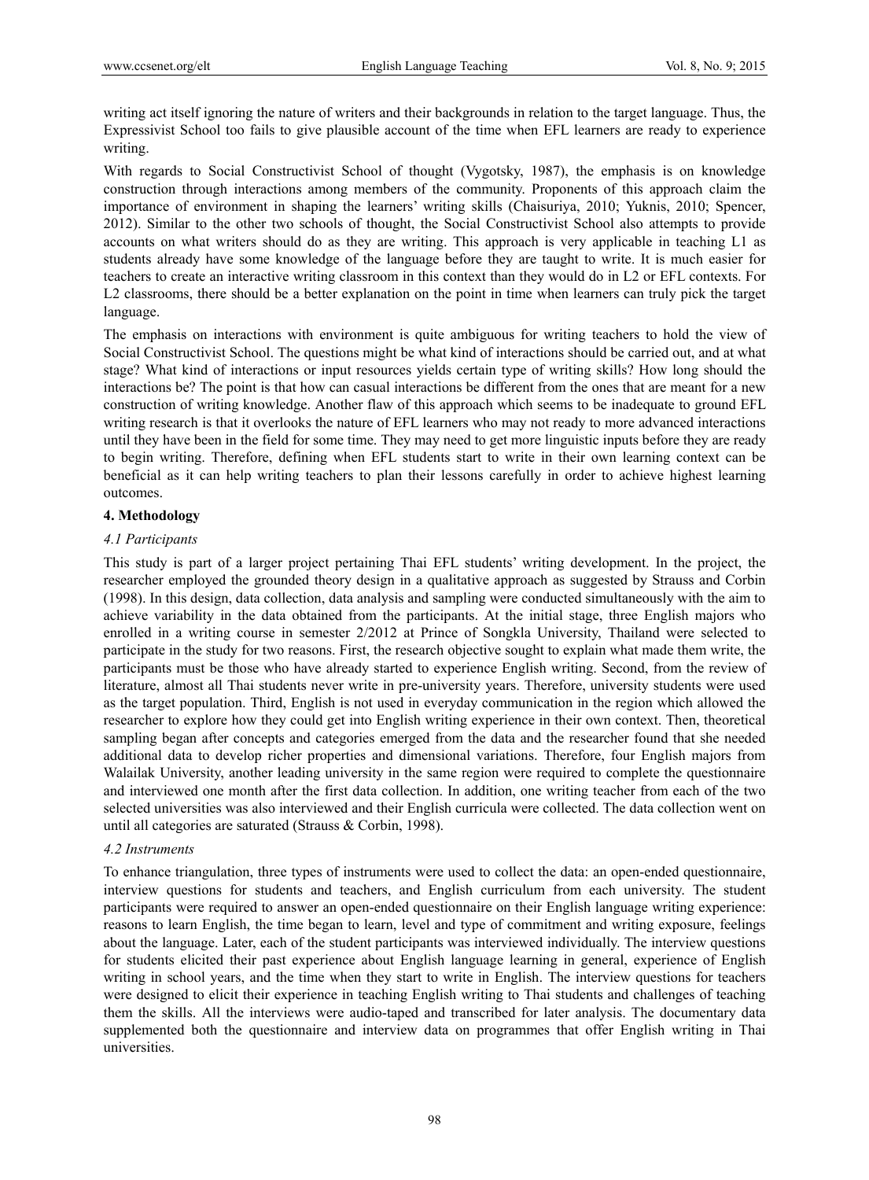writing act itself ignoring the nature of writers and their backgrounds in relation to the target language. Thus, the Expressivist School too fails to give plausible account of the time when EFL learners are ready to experience writing.

With regards to Social Constructivist School of thought (Vygotsky, 1987), the emphasis is on knowledge construction through interactions among members of the community. Proponents of this approach claim the importance of environment in shaping the learners' writing skills (Chaisuriya, 2010; Yuknis, 2010; Spencer, 2012). Similar to the other two schools of thought, the Social Constructivist School also attempts to provide accounts on what writers should do as they are writing. This approach is very applicable in teaching L1 as students already have some knowledge of the language before they are taught to write. It is much easier for teachers to create an interactive writing classroom in this context than they would do in L2 or EFL contexts. For L2 classrooms, there should be a better explanation on the point in time when learners can truly pick the target language.

The emphasis on interactions with environment is quite ambiguous for writing teachers to hold the view of Social Constructivist School. The questions might be what kind of interactions should be carried out, and at what stage? What kind of interactions or input resources yields certain type of writing skills? How long should the interactions be? The point is that how can casual interactions be different from the ones that are meant for a new construction of writing knowledge. Another flaw of this approach which seems to be inadequate to ground EFL writing research is that it overlooks the nature of EFL learners who may not ready to more advanced interactions until they have been in the field for some time. They may need to get more linguistic inputs before they are ready to begin writing. Therefore, defining when EFL students start to write in their own learning context can be beneficial as it can help writing teachers to plan their lessons carefully in order to achieve highest learning outcomes.

## 4. Methodology

### *4.1 Participants*

This study is part of a larger project pertaining Thai EFL students' writing development. In the project, the researcher employed the grounded theory design in a qualitative approach as suggested by Strauss and Corbin (1998). In this design, data collection, data analysis and sampling were conducted simultaneously with the aim to achieve variability in the data obtained from the participants. At the initial stage, three English majors who enrolled in a writing course in semester 2/2012 at Prince of Songkla University, Thailand were selected to participate in the study for two reasons. First, the research objective sought to explain what made them write, the participants must be those who have already started to experience English writing. Second, from the review of literature, almost all Thai students never write in pre-university years. Therefore, university students were used as the target population. Third, English is not used in everyday communication in the region which allowed the researcher to explore how they could get into English writing experience in their own context. Then, theoretical sampling began after concepts and categories emerged from the data and the researcher found that she needed additional data to develop richer properties and dimensional variations. Therefore, four English majors from Walailak University, another leading university in the same region were required to complete the questionnaire and interviewed one month after the first data collection. In addition, one writing teacher from each of the two selected universities was also interviewed and their English curricula were collected. The data collection went on until all categories are saturated (Strauss & Corbin, 1998).

### *4.2 Instruments*

To enhance triangulation, three types of instruments were used to collect the data: an open-ended questionnaire, interview questions for students and teachers, and English curriculum from each university. The student participants were required to answer an open-ended questionnaire on their English language writing experience: reasons to learn English, the time began to learn, level and type of commitment and writing exposure, feelings about the language. Later, each of the student participants was interviewed individually. The interview questions for students elicited their past experience about English language learning in general, experience of English writing in school years, and the time when they start to write in English. The interview questions for teachers were designed to elicit their experience in teaching English writing to Thai students and challenges of teaching them the skills. All the interviews were audio-taped and transcribed for later analysis. The documentary data supplemented both the questionnaire and interview data on programmes that offer English writing in Thai universities.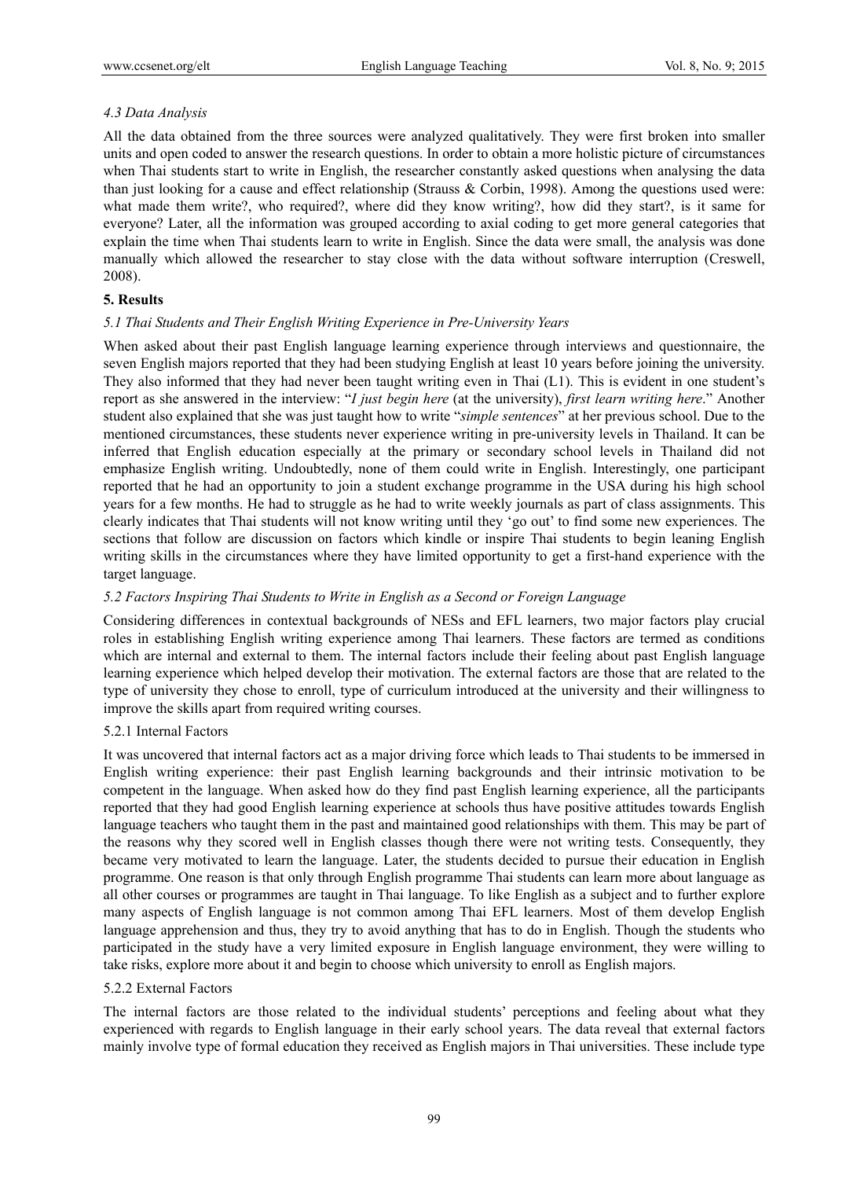### *4.3 Data Analysis*

All the data obtained from the three sources were analyzed qualitatively. They were first broken into smaller units and open coded to answer the research questions. In order to obtain a more holistic picture of circumstances when Thai students start to write in English, the researcher constantly asked questions when analysing the data than just looking for a cause and effect relationship (Strauss & Corbin, 1998). Among the questions used were: what made them write?, who required?, where did they know writing?, how did they start?, is it same for everyone? Later, all the information was grouped according to axial coding to get more general categories that explain the time when Thai students learn to write in English. Since the data were small, the analysis was done manually which allowed the researcher to stay close with the data without software interruption (Creswell, 2008).

## 5. Results

### *5.1 Thai Students and Their English Writing Experience in Pre-University Years*

When asked about their past English language learning experience through interviews and questionnaire, the seven English majors reported that they had been studying English at least 10 years before joining the university. They also informed that they had never been taught writing even in Thai (L1). This is evident in one student's report as she answered in the interview: "*I just begin here* (at the university), *first learn writing here*." Another student also explained that she was just taught how to write "*simple sentences*" at her previous school. Due to the mentioned circumstances, these students never experience writing in pre-university levels in Thailand. It can be inferred that English education especially at the primary or secondary school levels in Thailand did not emphasize English writing. Undoubtedly, none of them could write in English. Interestingly, one participant reported that he had an opportunity to join a student exchange programme in the USA during his high school years for a few months. He had to struggle as he had to write weekly journals as part of class assignments. This clearly indicates that Thai students will not know writing until they 'go out' to find some new experiences. The sections that follow are discussion on factors which kindle or inspire Thai students to begin leaning English writing skills in the circumstances where they have limited opportunity to get a first-hand experience with the target language.

### *5.2 Factors Inspiring Thai Students to Write in English as a Second or Foreign Language*

Considering differences in contextual backgrounds of NESs and EFL learners, two major factors play crucial roles in establishing English writing experience among Thai learners. These factors are termed as conditions which are internal and external to them. The internal factors include their feeling about past English language learning experience which helped develop their motivation. The external factors are those that are related to the type of university they chose to enroll, type of curriculum introduced at the university and their willingness to improve the skills apart from required writing courses.

#### 5.2.1 Internal Factors

It was uncovered that internal factors act as a major driving force which leads to Thai students to be immersed in English writing experience: their past English learning backgrounds and their intrinsic motivation to be competent in the language. When asked how do they find past English learning experience, all the participants reported that they had good English learning experience at schools thus have positive attitudes towards English language teachers who taught them in the past and maintained good relationships with them. This may be part of the reasons why they scored well in English classes though there were not writing tests. Consequently, they became very motivated to learn the language. Later, the students decided to pursue their education in English programme. One reason is that only through English programme Thai students can learn more about language as all other courses or programmes are taught in Thai language. To like English as a subject and to further explore many aspects of English language is not common among Thai EFL learners. Most of them develop English language apprehension and thus, they try to avoid anything that has to do in English. Though the students who participated in the study have a very limited exposure in English language environment, they were willing to take risks, explore more about it and begin to choose which university to enroll as English majors.

#### 5.2.2 External Factors

The internal factors are those related to the individual students' perceptions and feeling about what they experienced with regards to English language in their early school years. The data reveal that external factors mainly involve type of formal education they received as English majors in Thai universities. These include type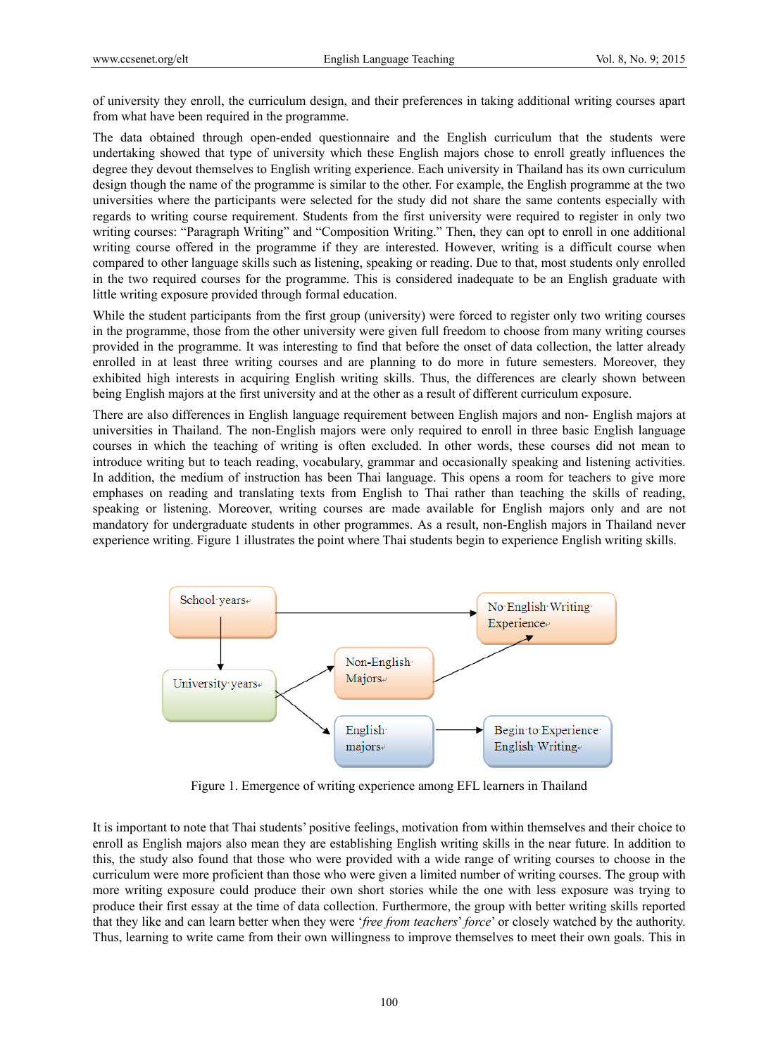of university they enroll, the curriculum design, and their preferences in taking additional writing courses apart from what have been required in the programme.

The data obtained through open-ended questionnaire and the English curriculum that the students were undertaking showed that type of university which these English majors chose to enroll greatly influences the degree they devout themselves to English writing experience. Each university in Thailand has its own curriculum design though the name of the programme is similar to the other. For example, the English programme at the two universities where the participants were selected for the study did not share the same contents especially with regards to writing course requirement. Students from the first university were required to register in only two writing courses: "Paragraph Writing" and "Composition Writing." Then, they can opt to enroll in one additional writing course offered in the programme if they are interested. However, writing is a difficult course when compared to other language skills such as listening, speaking or reading. Due to that, most students only enrolled in the two required courses for the programme. This is considered inadequate to be an English graduate with little writing exposure provided through formal education.

While the student participants from the first group (university) were forced to register only two writing courses in the programme, those from the other university were given full freedom to choose from many writing courses provided in the programme. It was interesting to find that before the onset of data collection, the latter already enrolled in at least three writing courses and are planning to do more in future semesters. Moreover, they exhibited high interests in acquiring English writing skills. Thus, the differences are clearly shown between being English majors at the first university and at the other as a result of different curriculum exposure.

There are also differences in English language requirement between English majors and non- English majors at universities in Thailand. The non-English majors were only required to enroll in three basic English language courses in which the teaching of writing is often excluded. In other words, these courses did not mean to introduce writing but to teach reading, vocabulary, grammar and occasionally speaking and listening activities. In addition, the medium of instruction has been Thai language. This opens a room for teachers to give more emphases on reading and translating texts from English to Thai rather than teaching the skills of reading, speaking or listening. Moreover, writing courses are made available for English majors only and are not mandatory for undergraduate students in other programmes. As a result, non-English majors in Thailand never experience writing. Figure 1 illustrates the point where Thai students begin to experience English writing skills.

School years

No English Writing Experience

Non-English Majors

University years

English majors

Begin to Experience English Writing

Figure 1. Emergence of writing experience among EFL learners in Thailand

It is important to note that Thai students' positive feelings, motivation from within themselves and their choice to enroll as English majors also mean they are establishing English writing skills in the near future. In addition to this, the study also found that those who were provided with a wide range of writing courses to choose in the curriculum were more proficient than those who were given a limited number of writing courses. The group with more writing exposure could produce their own short stories while the one with less exposure was trying to produce their first essay at the time of data collection. Furthermore, the group with better writing skills reported that they like and can learn better when they were '*free from teachers*' *force*' or closely watched by the authority. Thus, learning to write came from their own willingness to improve themselves to meet their own goals. This in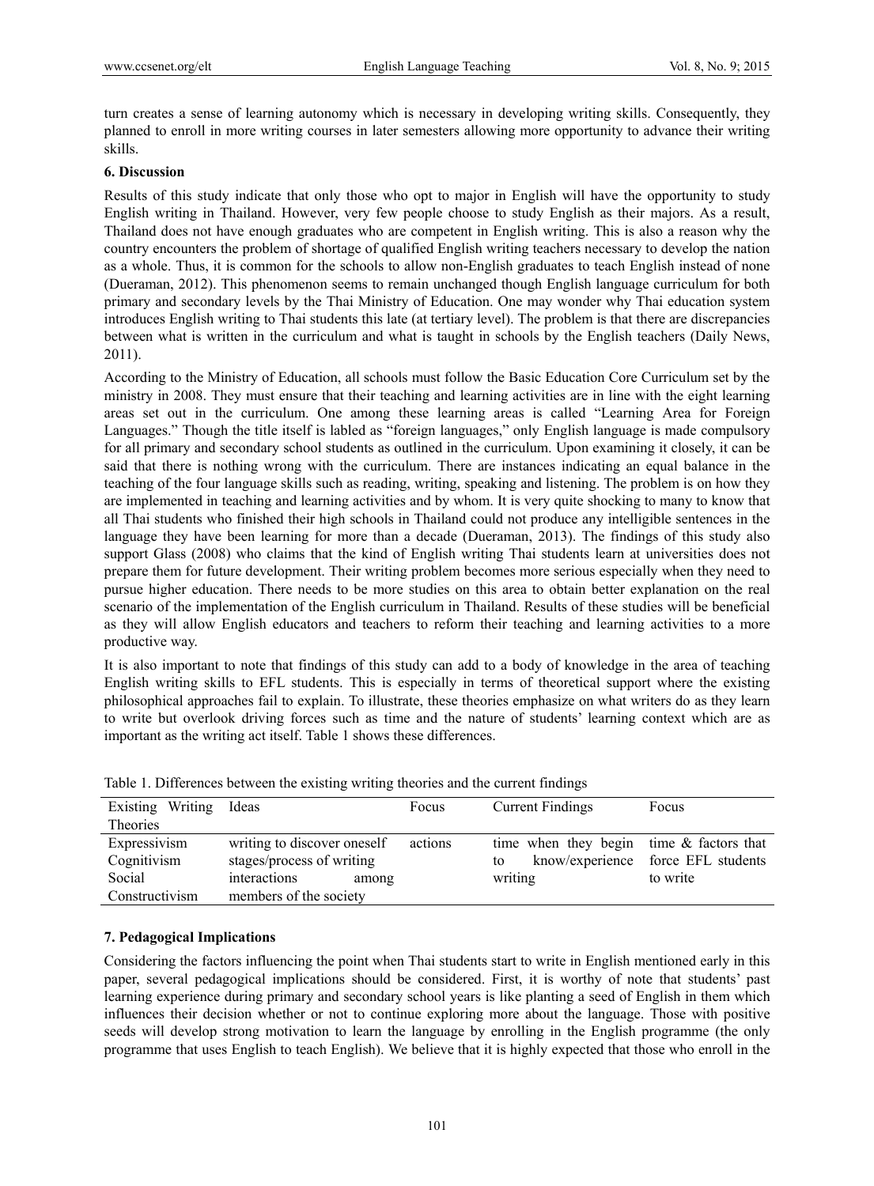turn creates a sense of learning autonomy which is necessary in developing writing skills. Consequently, they planned to enroll in more writing courses in later semesters allowing more opportunity to advance their writing skills.

**6. Discussion**

Results of this study indicate that only those who opt to major in English will have the opportunity to study English writing in Thailand. However, very few people choose to study English as their majors. As a result, Thailand does not have enough graduates who are competent in English writing. This is also a reason why the country encounters the problem of shortage of qualified English writing teachers necessary to develop the nation as a whole. Thus, it is common for the schools to allow non-English graduates to teach English instead of none (Dueraman, 2012). This phenomenon seems to remain unchanged though English language curriculum for both primary and secondary levels by the Thai Ministry of Education. One may wonder why Thai education system introduces English writing to Thai students this late (at tertiary level). The problem is that there are discrepancies between what is written in the curriculum and what is taught in schools by the English teachers (Daily News, 2011).

According to the Ministry of Education, all schools must follow the Basic Education Core Curriculum set by the ministry in 2008. They must ensure that their teaching and learning activities are in line with the eight learning areas set out in the curriculum. One among these learning areas is called "Learning Area for Foreign Languages." Though the title itself is labled as "foreign languages," only English language is made compulsory for all primary and secondary school students as outlined in the curriculum. Upon examining it closely, it can be said that there is nothing wrong with the curriculum. There are instances indicating an equal balance in the teaching of the four language skills such as reading, writing, speaking and listening. The problem is on how they are implemented in teaching and learning activities and by whom. It is very quite shocking to many to know that all Thai students who finished their high schools in Thailand could not produce any intelligible sentences in the language they have been learning for more than a decade (Dueraman, 2013). The findings of this study also support Glass (2008) who claims that the kind of English writing Thai students learn at universities does not prepare them for future development. Their writing problem becomes more serious especially when they need to pursue higher education. There needs to be more studies on this area to obtain better explanation on the real scenario of the implementation of the English curriculum in Thailand. Results of these studies will be beneficial as they will allow English educators and teachers to reform their teaching and learning activities to a more productive way.

It is also important to note that findings of this study can add to a body of knowledge in the area of teaching English writing skills to EFL students. This is especially in terms of theoretical support where the existing philosophical approaches fail to explain. To illustrate, these theories emphasize on what writers do as they learn to write but overlook driving forces such as time and the nature of students' learning context which are as important as the writing act itself. Table 1 shows these differences.

Table 1. Differences between the existing writing theories and the current findings

| Existing Writing Theories | Ideas | Focus | Current Findings | Focus |
|---|---|---|---|---|
| Expressivism<br>Cognitivism<br>Social Constructivism | writing to discover oneself<br>stages/process of writing<br>interactions among members of the society | actions | time when they begin to know/experience writing | time & factors that force EFL students to write |

**7. Pedagogical Implications**

Considering the factors influencing the point when Thai students start to write in English mentioned early in this paper, several pedagogical implications should be considered. First, it is worthy of note that students' past learning experience during primary and secondary school years is like planting a seed of English in them which influences their decision whether or not to continue exploring more about the language. Those with positive seeds will develop strong motivation to learn the language by enrolling in the English programme (the only programme that uses English to teach English). We believe that it is highly expected that those who enroll in the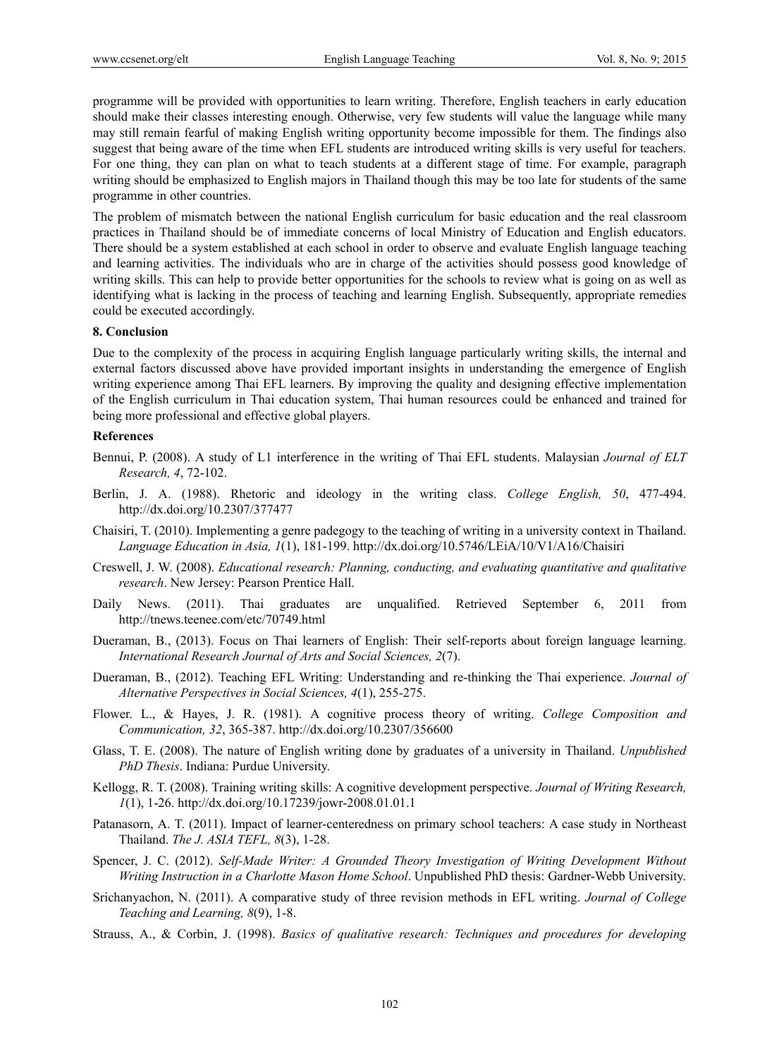programme will be provided with opportunities to learn writing. Therefore, English teachers in early education should make their classes interesting enough. Otherwise, very few students will value the language while many may still remain fearful of making English writing opportunity become impossible for them. The findings also suggest that being aware of the time when EFL students are introduced writing skills is very useful for teachers. For one thing, they can plan on what to teach students at a different stage of time. For example, paragraph writing should be emphasized to English majors in Thailand though this may be too late for students of the same programme in other countries.

The problem of mismatch between the national English curriculum for basic education and the real classroom practices in Thailand should be of immediate concerns of local Ministry of Education and English educators. There should be a system established at each school in order to observe and evaluate English language teaching and learning activities. The individuals who are in charge of the activities should possess good knowledge of writing skills. This can help to provide better opportunities for the schools to review what is going on as well as identifying what is lacking in the process of teaching and learning English. Subsequently, appropriate remedies could be executed accordingly.

## 8. Conclusion

Due to the complexity of the process in acquiring English language particularly writing skills, the internal and external factors discussed above have provided important insights in understanding the emergence of English writing experience among Thai EFL learners. By improving the quality and designing effective implementation of the English curriculum in Thai education system, Thai human resources could be enhanced and trained for being more professional and effective global players.

## References

Bennui, P. (2008). A study of L1 interference in the writing of Thai EFL students. Malaysian *Journal of ELT Research, 4*, 72-102.

Berlin, J. A. (1988). Rhetoric and ideology in the writing class. *College English, 50*, 477-494. http://dx.doi.org/10.2307/377477

Chaisiri, T. (2010). Implementing a genre padegogy to the teaching of writing in a university context in Thailand. *Language Education in Asia, 1*(1), 181-199. http://dx.doi.org/10.5746/LEiA/10/V1/A16/Chaisiri

Creswell, J. W. (2008). *Educational research: Planning, conducting, and evaluating quantitative and qualitative research*. New Jersey: Pearson Prentice Hall.

Daily News. (2011). Thai graduates are unqualified. Retrieved September 6, 2011 from http://tnews.teenee.com/etc/70749.html

Dueraman, B., (2013). Focus on Thai learners of English: Their self-reports about foreign language learning. *International Research Journal of Arts and Social Sciences, 2*(7).

Dueraman, B., (2012). Teaching EFL Writing: Understanding and re-thinking the Thai experience. *Journal of Alternative Perspectives in Social Sciences, 4*(1), 255-275.

Flower. L., & Hayes, J. R. (1981). A cognitive process theory of writing. *College Composition and Communication, 32*, 365-387. http://dx.doi.org/10.2307/356600

Glass, T. E. (2008). The nature of English writing done by graduates of a university in Thailand. *Unpublished PhD Thesis*. Indiana: Purdue University.

Kellogg, R. T. (2008). Training writing skills: A cognitive development perspective. *Journal of Writing Research, 1*(1), 1-26. http://dx.doi.org/10.17239/jowr-2008.01.01.1

Patanasorn, A. T. (2011). Impact of learner-centeredness on primary school teachers: A case study in Northeast Thailand. *The J. ASIA TEFL, 8*(3), 1-28.

Spencer, J. C. (2012). *Self-Made Writer: A Grounded Theory Investigation of Writing Development Without Writing Instruction in a Charlotte Mason Home School*. Unpublished PhD thesis: Gardner-Webb University.

Srichanyachon, N. (2011). A comparative study of three revision methods in EFL writing. *Journal of College Teaching and Learning, 8*(9), 1-8.

Strauss, A., & Corbin, J. (1998). *Basics of qualitative research: Techniques and procedures for developing*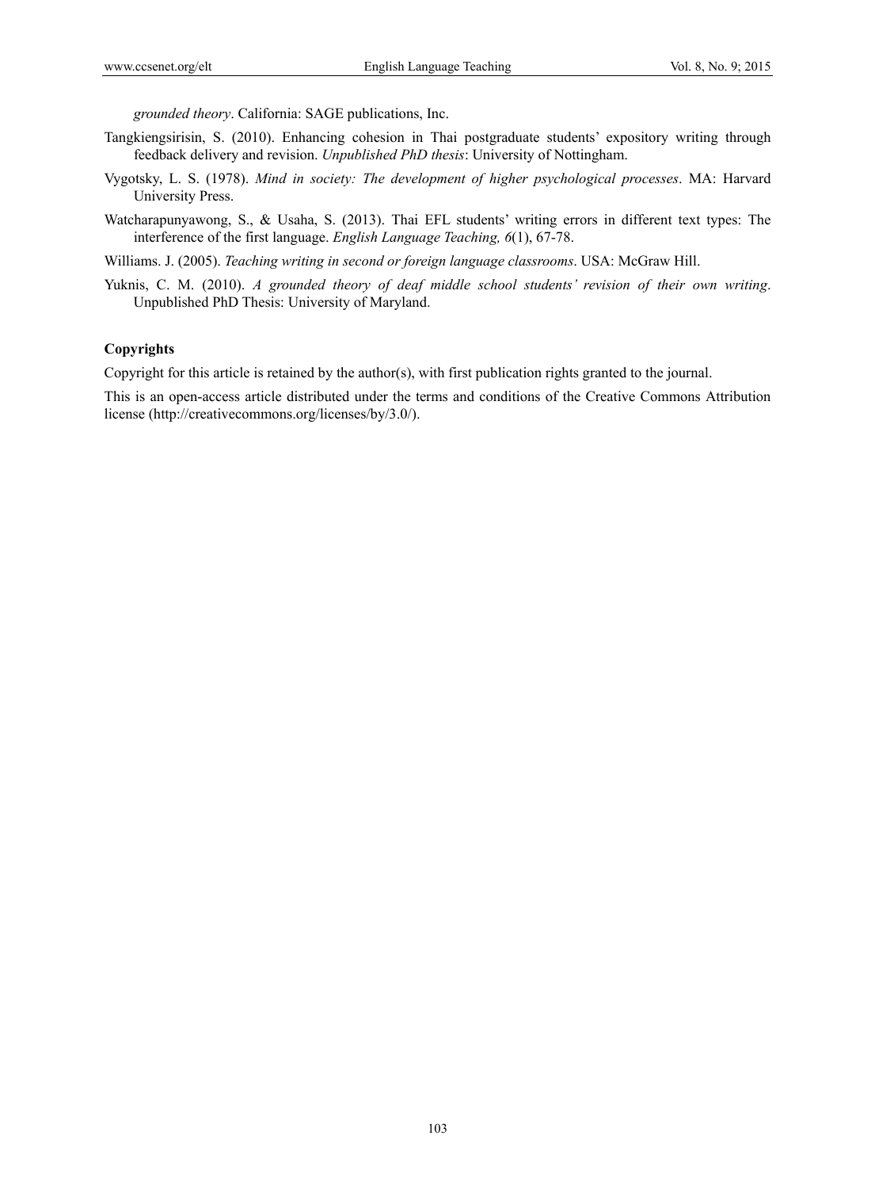*grounded theory*. California: SAGE publications, Inc.

Tangkiengsirisin, S. (2010). Enhancing cohesion in Thai postgraduate students' expository writing through feedback delivery and revision. *Unpublished PhD thesis*: University of Nottingham.

Vygotsky, L. S. (1978). *Mind in society: The development of higher psychological processes*. MA: Harvard University Press.

Watcharapunyawong, S., & Usaha, S. (2013). Thai EFL students' writing errors in different text types: The interference of the first language. *English Language Teaching, 6*(1), 67-78.

Williams. J. (2005). *Teaching writing in second or foreign language classrooms*. USA: McGraw Hill.

Yuknis, C. M. (2010). *A grounded theory of deaf middle school students' revision of their own writing*. Unpublished PhD Thesis: University of Maryland.

**Copyrights**

Copyright for this article is retained by the author(s), with first publication rights granted to the journal.

This is an open-access article distributed under the terms and conditions of the Creative Commons Attribution license (http://creativecommons.org/licenses/by/3.0/).